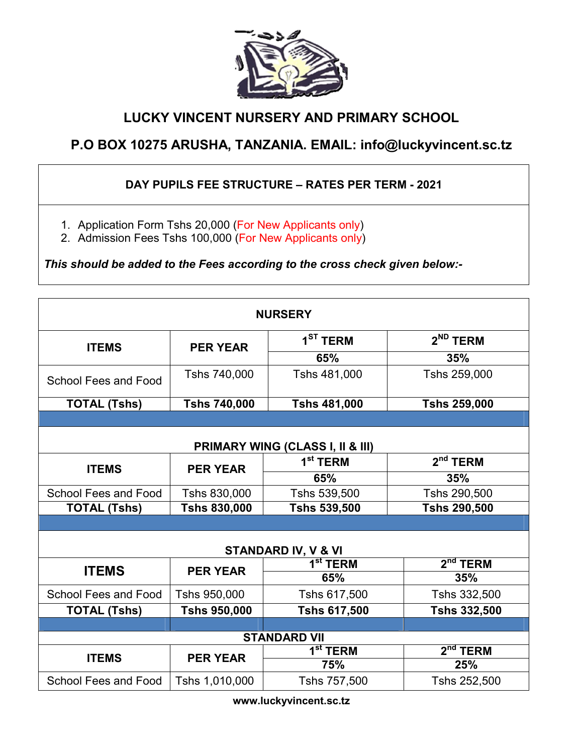# LUCKY VINCENT NURSERY AND PRIMARY SCHOOL

## P.O BOX 10275 ARUSHA, TANZANIA. EMAIL: info@luckyvincent.sc.tz

### DAY PUPILS FEE STRUCTURE – RATES PER TERM - 2021

1. Application Form Tshs 20,000 (For New Applicants only)
2. Admission Fees Tshs 100,000 (For New Applicants only)

***This should be added to the Fees according to the cross check given below:-***

**NURSERY**

| ITEMS | PER YEAR | 1ST TERM | 2ND TERM |
|---|---|---|---|
| | | 65% | 35% |
| School Fees and Food | Tshs 740,000 | Tshs 481,000 | Tshs 259,000 |
| **TOTAL (Tshs)** | **Tshs 740,000** | **Tshs 481,000** | **Tshs 259,000** |

**PRIMARY WING (CLASS I, II & III)**

| ITEMS | PER YEAR | 1st TERM | 2nd TERM |
|---|---|---|---|
| | | 65% | 35% |
| School Fees and Food | Tshs 830,000 | Tshs 539,500 | Tshs 290,500 |
| **TOTAL (Tshs)** | **Tshs 830,000** | **Tshs 539,500** | **Tshs 290,500** |

**STANDARD IV, V & VI**

| ITEMS | PER YEAR | 1st TERM | 2nd TERM |
|---|---|---|---|
| | | 65% | 35% |
| School Fees and Food | Tshs 950,000 | Tshs 617,500 | Tshs 332,500 |
| **TOTAL (Tshs)** | **Tshs 950,000** | **Tshs 617,500** | **Tshs 332,500** |

**STANDARD VII**

| ITEMS | PER YEAR | 1st TERM | 2nd TERM |
|---|---|---|---|
| | | 75% | 25% |
| School Fees and Food | Tshs 1,010,000 | Tshs 757,500 | Tshs 252,500 |

www.luckyvincent.sc.tz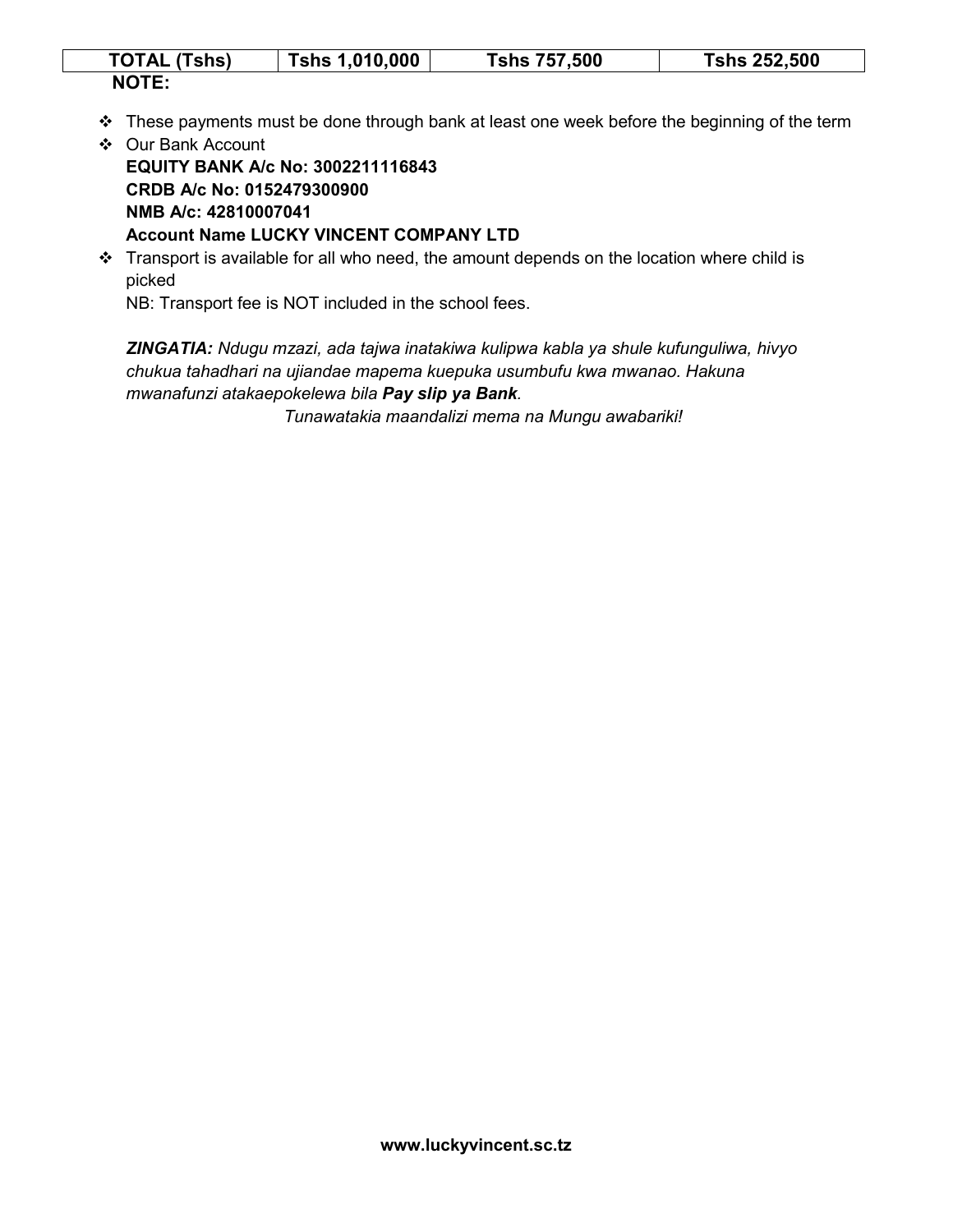| | | | |
|---|---|---|---|
| **TOTAL (Tshs)** | **Tshs 1,010,000** | **Tshs 757,500** | **Tshs 252,500** |

**NOTE:**

- These payments must be done through bank at least one week before the beginning of the term
- Our Bank Account
  **EQUITY BANK A/c No: 3002211116843**
  **CRDB A/c No: 0152479300900**
  **NMB A/c: 42810007041**
  **Account Name LUCKY VINCENT COMPANY LTD**
- Transport is available for all who need, the amount depends on the location where child is picked
  NB: Transport fee is NOT included in the school fees.

  ***ZINGATIA:*** *Ndugu mzazi, ada tajwa inatakiwa kulipwa kabla ya shule kufunguliwa, hivyo chukua tahadhari na ujiandae mapema kuepuka usumbufu kwa mwanao. Hakuna mwanafunzi atakaepokelewa bila* ***Pay slip ya Bank****.*

  *Tunawatakia maandalizi mema na Mungu awabariki!*

**www.luckyvincent.sc.tz**